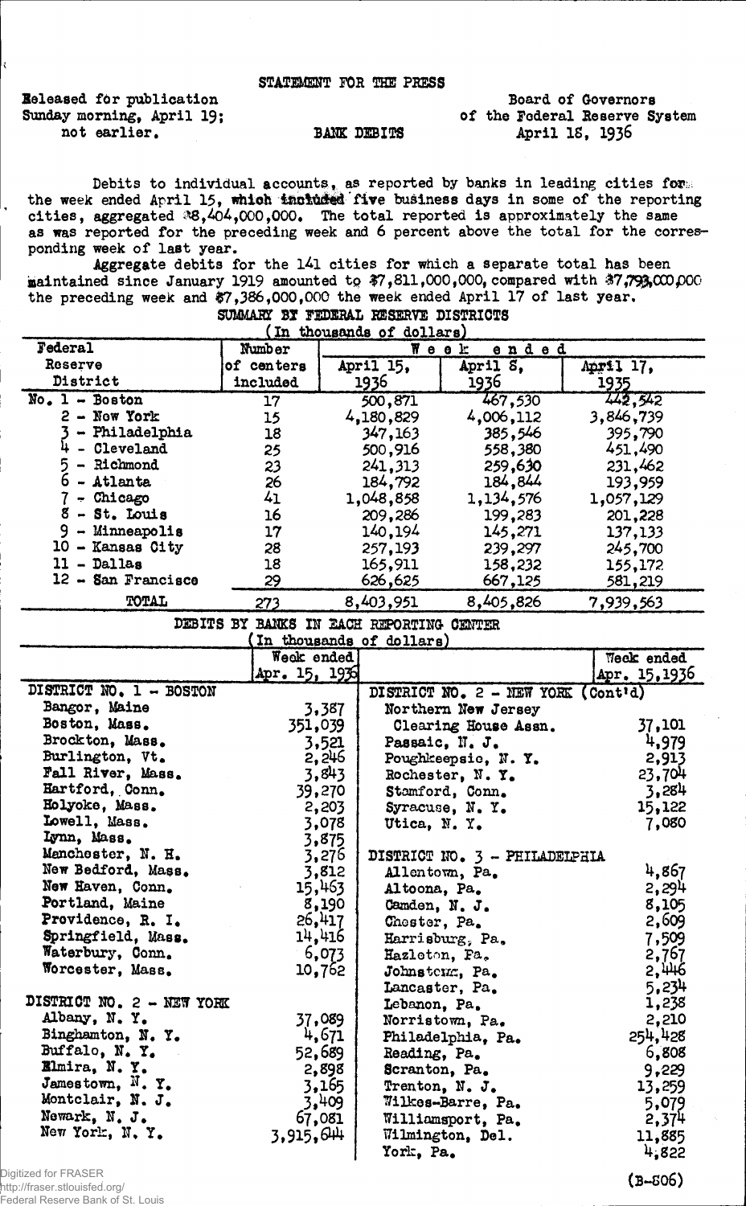STATEMENT FOR THE PRESS

Released for publication Sunday morning, April 19; not earlier.

BANK DEBITS

Board of Governors of the Federal Reserve System
April 18, 1936

Debits to individual accounts, as reported by banks in leading cities for the week ended April 15, which included five business days in some of the reporting cities, aggregated $8,404,000,000. The total reported is approximately the same as was reported for the preceding week and 6 percent above the total for the corresponding week of last year.

Aggregate debits for the 141 cities for which a separate total has been maintained since January 1919 amounted to $7,811,000,000, compared with $7,793,000,000 the preceding week and $7,386,000,000 the week ended April 17 of last year.

## SUMMARY BY FEDERAL RESERVE DISTRICTS

(In thousands of dollars)

| Federal Reserve District | Number of centers included | Week ended April 15, 1936 | Week ended April 8, 1936 | Week ended April 17, 1935 |
|---|---|---|---|---|
| No. 1 - Boston | 17 | 500,871 | 467,530 | 442,542 |
| 2 - New York | 15 | 4,180,829 | 4,006,112 | 3,846,739 |
| 3 - Philadelphia | 18 | 347,163 | 385,546 | 395,790 |
| 4 - Cleveland | 25 | 500,916 | 558,380 | 451,490 |
| 5 - Richmond | 23 | 241,313 | 259,630 | 231,462 |
| 6 - Atlanta | 26 | 184,792 | 184,844 | 193,959 |
| 7 - Chicago | 41 | 1,048,858 | 1,134,576 | 1,057,129 |
| 8 - St. Louis | 16 | 209,286 | 199,283 | 201,228 |
| 9 - Minneapolis | 17 | 140,194 | 145,271 | 137,133 |
| 10 - Kansas City | 28 | 257,193 | 239,297 | 245,700 |
| 11 - Dallas | 18 | 165,911 | 158,232 | 155,172 |
| 12 - San Francisco | 29 | 626,625 | 667,125 | 581,219 |
| TOTAL | 273 | 8,403,951 | 8,405,826 | 7,939,563 |

## DEBITS BY BANKS IN EACH REPORTING CENTER

(In thousands of dollars)

| | Week ended Apr. 15, 1936 | | Week ended Apr. 15, 1936 |
|---|---|---|---|
| DISTRICT NO. 1 - BOSTON | | DISTRICT NO. 2 - NEW YORK (Cont'd) | |
| Bangor, Maine | 3,387 | Northern New Jersey Clearing House Assn. | 37,101 |
| Boston, Mass. | 351,039 | Passaic, N. J. | 4,979 |
| Brockton, Mass. | 3,521 | Poughkeepsie, N. Y. | 2,913 |
| Burlington, Vt. | 2,246 | Rochester, N. Y. | 23,704 |
| Fall River, Mass. | 3,843 | Stamford, Conn. | 3,284 |
| Hartford, Conn. | 39,270 | Syracuse, N. Y. | 15,122 |
| Holyoke, Mass. | 2,203 | Utica, N. Y. | 7,080 |
| Lowell, Mass. | 3,078 | | |
| Lynn, Mass. | 3,875 | | |
| Manchester, N. H. | 3,276 | DISTRICT NO. 3 - PHILADELPHIA | |
| New Bedford, Mass. | 3,812 | Allentown, Pa. | 4,867 |
| New Haven, Conn. | 15,463 | Altoona, Pa. | 2,294 |
| Portland, Maine | 8,190 | Camden, N. J. | 8,105 |
| Providence, R. I. | 26,417 | Chester, Pa. | 2,609 |
| Springfield, Mass. | 14,416 | Harrisburg, Pa. | 7,509 |
| Waterbury, Conn. | 6,073 | Hazleton, Pa. | 2,767 |
| Worcester, Mass. | 10,762 | Johnstown, Pa. | 2,446 |
| | | Lancaster, Pa. | 5,234 |
| DISTRICT NO. 2 - NEW YORK | | Lebanon, Pa. | 1,238 |
| Albany, N. Y. | 37,089 | Norristown, Pa. | 2,210 |
| Binghamton, N. Y. | 4,671 | Philadelphia, Pa. | 254,428 |
| Buffalo, N. Y. | 52,689 | Reading, Pa. | 6,808 |
| Elmira, N. Y. | 2,898 | Scranton, Pa. | 9,229 |
| Jamestown, N. Y. | 3,165 | Trenton, N. J. | 13,259 |
| Montclair, N. J. | 3,409 | Wilkes-Barre, Pa. | 5,079 |
| Newark, N. J. | 67,081 | Williamsport, Pa. | 2,374 |
| New York, N. Y. | 3,915,644 | Wilmington, Del. | 11,885 |
| | | York, Pa. | 4,822 |

(B-806)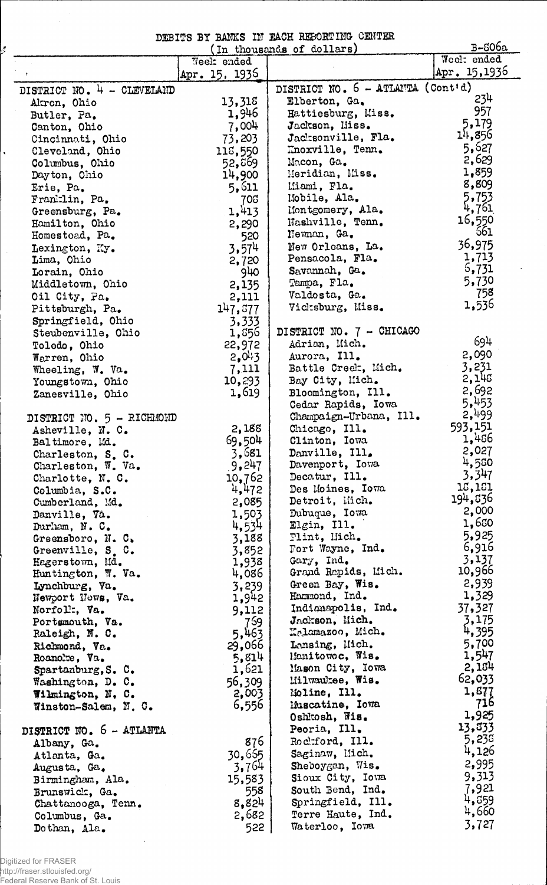DEBITS BY BANKS IN EACH REPORTING CENTER

(In thousands of dollars)

B-806a

| | Week ended Apr. 15, 1936 | | Week ended Apr. 15, 1936 |
|---|---|---|---|
| DISTRICT NO. 4 - CLEVELAND | | DISTRICT NO. 6 - ATLANTA (Cont'd) | |
| Akron, Ohio | 13,318 | Elberton, Ga. | 234 |
| Butler, Pa. | 1,946 | Hattiesburg, Miss. | 957 |
| Canton, Ohio | 7,004 | Jackson, Miss. | 5,179 |
| Cincinnati, Ohio | 73,203 | Jacksonville, Fla. | 14,856 |
| Cleveland, Ohio | 118,550 | Knoxville, Tenn. | 5,627 |
| Columbus, Ohio | 52,869 | Macon, Ga. | 2,629 |
| Dayton, Ohio | 14,900 | Meridian, Miss. | 1,859 |
| Erie, Pa. | 5,611 | Miami, Fla. | 8,809 |
| Franklin, Pa. | 708 | Mobile, Ala. | 5,753 |
| Greensburg, Pa. | 1,413 | Montgomery, Ala. | 4,761 |
| Hamilton, Ohio | 2,290 | Nashville, Tenn. | 16,550 |
| Homestead, Pa. | 520 | Newnan, Ga. | 561 |
| Lexington, Ky. | 3,574 | New Orleans, La. | 36,975 |
| Lima, Ohio | 2,720 | Pensacola, Fla. | 1,713 |
| Lorain, Ohio | 940 | Savannah, Ga. | 6,731 |
| Middletown, Ohio | 2,135 | Tampa, Fla. | 5,730 |
| Oil City, Pa. | 2,111 | Valdosta, Ga. | 758 |
| Pittsburgh, Pa. | 147,877 | Vicksburg, Miss. | 1,536 |
| Springfield, Ohio | 3,333 | | |
| Steubenville, Ohio | 1,856 | DISTRICT NO. 7 - CHICAGO | |
| Toledo, Ohio | 22,972 | Adrian, Mich. | 694 |
| Warren, Ohio | 2,043 | Aurora, Ill. | 2,090 |
| Wheeling, W. Va. | 7,111 | Battle Creek, Mich. | 3,231 |
| Youngstown, Ohio | 10,293 | Bay City, Mich. | 2,148 |
| Zanesville, Ohio | 1,619 | Bloomington, Ill. | 2,692 |
| | | Cedar Rapids, Iowa | 5,453 |
| DISTRICT NO. 5 - RICHMOND | | Champaign-Urbana, Ill. | 2,499 |
| Asheville, N. C. | 2,188 | Chicago, Ill. | 593,151 |
| Baltimore, Md. | 69,504 | Clinton, Iowa | 1,486 |
| Charleston, S. C. | 3,681 | Danville, Ill. | 2,027 |
| Charleston, W. Va. | 9,247 | Davenport, Iowa | 4,580 |
| Charlotte, N. C. | 10,762 | Decatur, Ill. | 3,347 |
| Columbia, S.C. | 4,472 | Des Moines, Iowa | 18,181 |
| Cumberland, Md. | 2,085 | Detroit, Mich. | 194,836 |
| Danville, Va. | 1,503 | Dubuque, Iowa | 2,000 |
| Durham, N. C. | 4,534 | Elgin, Ill. | 1,680 |
| Greensboro, N. C. | 3,188 | Flint, Mich. | 5,925 |
| Greenville, S. C. | 3,852 | Fort Wayne, Ind. | 6,916 |
| Hagerstown, Md. | 1,938 | Gary, Ind. | 3,137 |
| Huntington, W. Va. | 4,086 | Grand Rapids, Mich. | 10,966 |
| Lynchburg, Va. | 3,239 | Green Bay, Wis. | 2,939 |
| Newport News, Va. | 1,942 | Hammond, Ind. | 1,329 |
| Norfolk, Va. | 9,112 | Indianapolis, Ind. | 37,327 |
| Portsmouth, Va. | 769 | Jackson, Mich. | 3,175 |
| Raleigh, N. C. | 5,463 | Kalamazoo, Mich. | 4,395 |
| Richmond, Va. | 29,066 | Lansing, Mich. | 5,700 |
| Roanoke, Va. | 5,814 | Manitowoc, Wis. | 1,547 |
| Spartanburg, S. C. | 1,621 | Mason City, Iowa | 2,184 |
| Washington, D. C. | 56,309 | Milwaukee, Wis. | 62,033 |
| Wilmington, N. C. | 2,003 | Moline, Ill. | 1,877 |
| Winston-Salem, N. C. | 6,556 | Muscatine, Iowa | 716 |
| | | Oshkosh, Wis. | 1,925 |
| DISTRICT NO. 6 - ATLANTA | | Peoria, Ill. | 13,833 |
| Albany, Ga. | 876 | Rockford, Ill. | 5,238 |
| Atlanta, Ga. | 30,655 | Saginaw, Mich. | 4,126 |
| Augusta, Ga. | 3,764 | Sheboygan, Wis. | 2,995 |
| Birmingham, Ala. | 15,583 | Sioux City, Iowa | 9,313 |
| Brunswick, Ga. | 558 | South Bend, Ind. | 7,921 |
| Chattanooga, Tenn. | 8,824 | Springfield, Ill. | 4,859 |
| Columbus, Ga. | 2,682 | Terre Haute, Ind. | 4,660 |
| Dothan, Ala. | 522 | Waterloo, Iowa | 3,727 |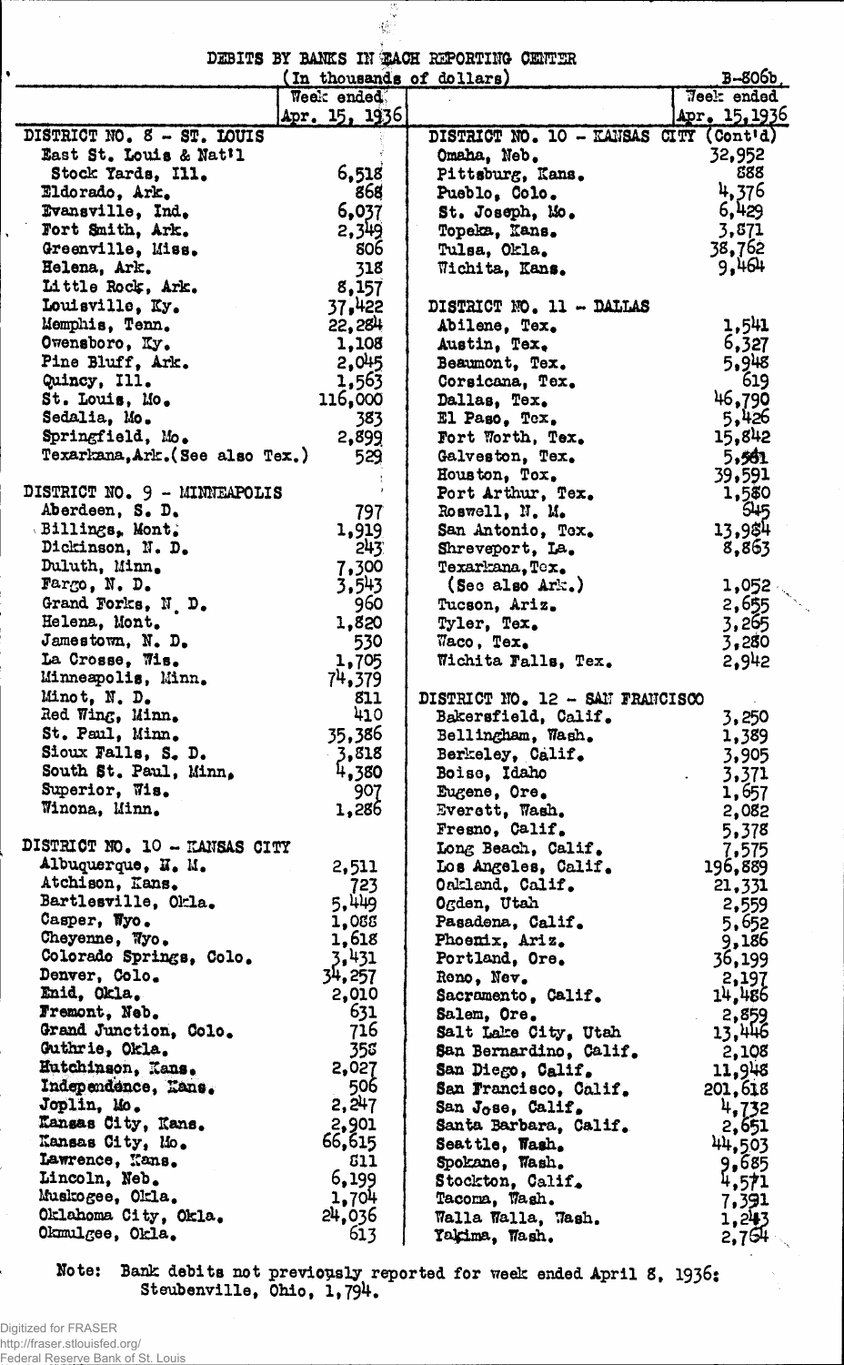DEBITS BY BANKS IN EACH REPORTING CENTER

(In thousands of dollars)

B-806b

| | Week ended Apr. 15, 1936 |
|---|---|
| **DISTRICT NO. 8 - ST. LOUIS** | |
| East St. Louis & Nat'l Stock Yards, Ill. | 6,518 |
| Eldorado, Ark. | 868 |
| Evansville, Ind. | 6,037 |
| Fort Smith, Ark. | 2,349 |
| Greenville, Miss. | 806 |
| Helena, Ark. | 318 |
| Little Rock, Ark. | 8,157 |
| Louisville, Ky. | 37,422 |
| Memphis, Tenn. | 22,284 |
| Owensboro, Ky. | 1,108 |
| Pine Bluff, Ark. | 2,045 |
| Quincy, Ill. | 1,563 |
| St. Louis, Mo. | 116,000 |
| Sedalia, Mo. | 383 |
| Springfield, Mo. | 2,899 |
| Texarkana, Ark. (See also Tex.) | 529 |
| **DISTRICT NO. 9 - MINNEAPOLIS** | |
| Aberdeen, S. D. | 797 |
| Billings, Mont. | 1,919 |
| Dickinson, N. D. | 243 |
| Duluth, Minn. | 7,300 |
| Fargo, N. D. | 3,543 |
| Grand Forks, N. D. | 960 |
| Helena, Mont. | 1,820 |
| Jamestown, N. D. | 530 |
| La Crosse, Wis. | 1,705 |
| Minneapolis, Minn. | 74,379 |
| Minot, N. D. | 811 |
| Red Wing, Minn. | 410 |
| St. Paul, Minn. | 35,386 |
| Sioux Falls, S. D. | 3,818 |
| South St. Paul, Minn. | 4,380 |
| Superior, Wis. | 907 |
| Winona, Minn. | 1,286 |
| **DISTRICT NO. 10 - KANSAS CITY** | |
| Albuquerque, N. M. | 2,511 |
| Atchison, Kans. | 723 |
| Bartlesville, Okla. | 5,449 |
| Casper, Wyo. | 1,088 |
| Cheyenne, Wyo. | 1,618 |
| Colorado Springs, Colo. | 3,431 |
| Denver, Colo. | 34,257 |
| Enid, Okla. | 2,010 |
| Fremont, Neb. | 631 |
| Grand Junction, Colo. | 716 |
| Guthrie, Okla. | 358 |
| Hutchinson, Kans. | 2,027 |
| Independence, Kans. | 506 |
| Joplin, Mo. | 2,247 |
| Kansas City, Kans. | 2,901 |
| Kansas City, Mo. | 66,615 |
| Lawrence, Kans. | 811 |
| Lincoln, Neb. | 6,199 |
| Muskogee, Okla. | 1,704 |
| Oklahoma City, Okla. | 24,036 |
| Okmulgee, Okla. | 613 |
| **DISTRICT NO. 10 - KANSAS CITY (Cont'd)** | |
| Omaha, Neb. | 32,952 |
| Pittsburg, Kans. | 888 |
| Pueblo, Colo. | 4,376 |
| St. Joseph, Mo. | 6,429 |
| Topeka, Kans. | 3,871 |
| Tulsa, Okla. | 38,762 |
| Wichita, Kans. | 9,464 |
| **DISTRICT NO. 11 - DALLAS** | |
| Abilene, Tex. | 1,541 |
| Austin, Tex. | 6,327 |
| Beaumont, Tex. | 5,948 |
| Corsicana, Tex. | 619 |
| Dallas, Tex. | 46,790 |
| El Paso, Tex. | 5,426 |
| Fort Worth, Tex. | 15,842 |
| Galveston, Tex. | 5,561 |
| Houston, Tex. | 39,591 |
| Port Arthur, Tex. | 1,580 |
| Roswell, N. M. | 545 |
| San Antonio, Tex. | 13,984 |
| Shreveport, La. | 8,863 |
| Texarkana, Tex. (See also Ark.) | 1,052 |
| Tucson, Ariz. | 2,655 |
| Tyler, Tex. | 3,265 |
| Waco, Tex. | 3,280 |
| Wichita Falls, Tex. | 2,942 |
| **DISTRICT NO. 12 - SAN FRANCISCO** | |
| Bakersfield, Calif. | 3,250 |
| Bellingham, Wash. | 1,389 |
| Berkeley, Calif. | 3,905 |
| Boise, Idaho | 3,371 |
| Eugene, Ore. | 1,657 |
| Everett, Wash. | 2,082 |
| Fresno, Calif. | 5,378 |
| Long Beach, Calif. | 7,575 |
| Los Angeles, Calif. | 196,889 |
| Oakland, Calif. | 21,331 |
| Ogden, Utah | 2,559 |
| Pasadena, Calif. | 5,652 |
| Phoenix, Ariz. | 9,186 |
| Portland, Ore. | 36,199 |
| Reno, Nev. | 2,197 |
| Sacramento, Calif. | 14,486 |
| Salem, Ore. | 2,859 |
| Salt Lake City, Utah | 13,446 |
| San Bernardino, Calif. | 2,108 |
| San Diego, Calif. | 11,948 |
| San Francisco, Calif. | 201,618 |
| San Jose, Calif. | 4,732 |
| Santa Barbara, Calif. | 2,651 |
| Seattle, Wash. | 44,503 |
| Spokane, Wash. | 9,685 |
| Stockton, Calif. | 4,571 |
| Tacoma, Wash. | 7,391 |
| Walla Walla, Wash. | 1,243 |
| Yakima, Wash. | 2,764 |

Note: Bank debits not previously reported for week ended April 8, 1936: Steubenville, Ohio, 1,794.